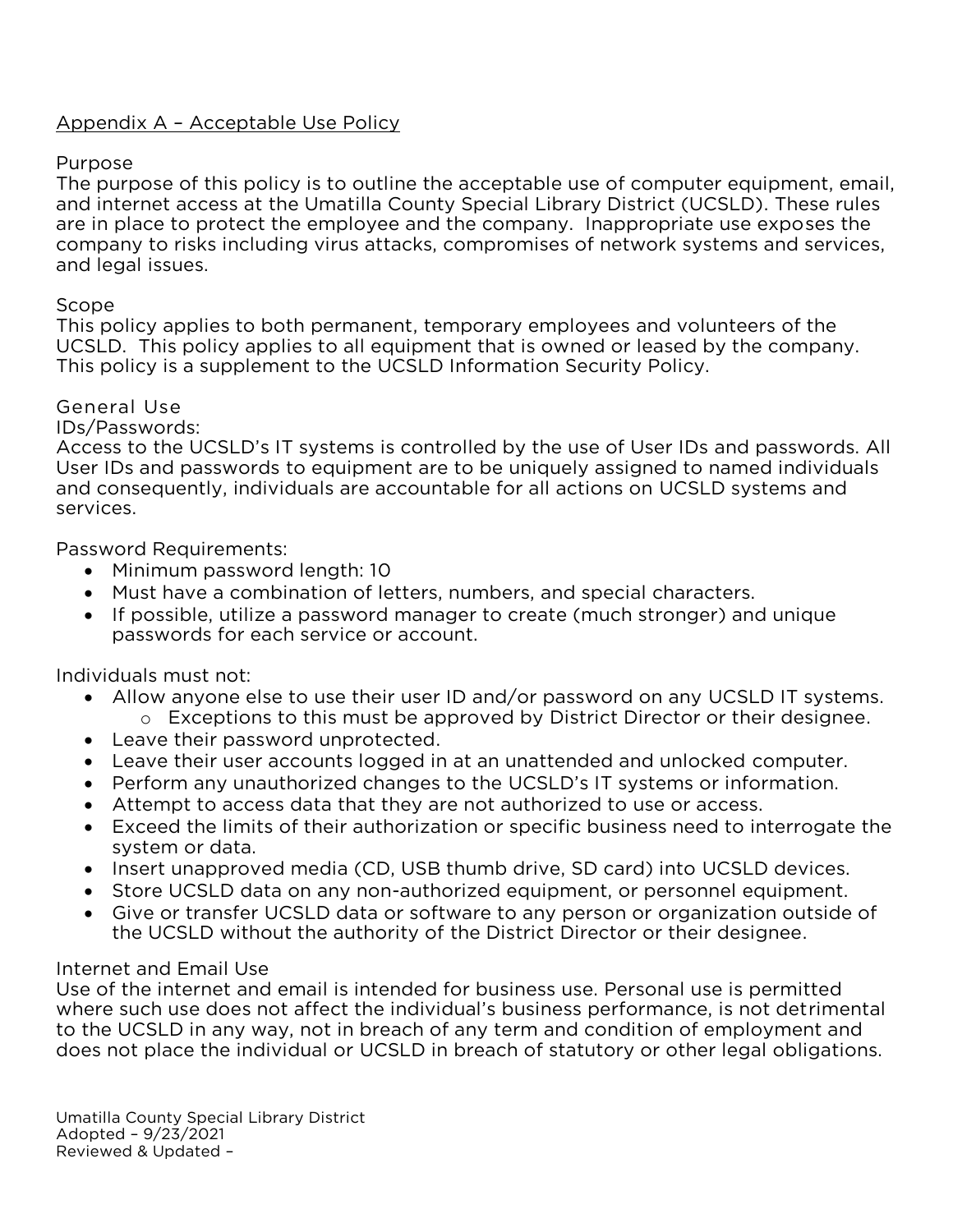## Appendix A – Acceptable Use Policy

### Purpose

The purpose of this policy is to outline the acceptable use of computer equipment, email, and internet access at the Umatilla County Special Library District (UCSLD). These rules are in place to protect the employee and the company. Inappropriate use exposes the company to risks including virus attacks, compromises of network systems and services, and legal issues.

### Scope

This policy applies to both permanent, temporary employees and volunteers of the UCSLD. This policy applies to all equipment that is owned or leased by the company. This policy is a supplement to the UCSLD Information Security Policy.

### General Use

IDs/Passwords:

Access to the UCSLD's IT systems is controlled by the use of User IDs and passwords. All User IDs and passwords to equipment are to be uniquely assigned to named individuals and consequently, individuals are accountable for all actions on UCSLD systems and services.

Password Requirements:

- Minimum password length: 10
- Must have a combination of letters, numbers, and special characters.
- If possible, utilize a password manager to create (much stronger) and unique passwords for each service or account.

Individuals must not:

- Allow anyone else to use their user ID and/or password on any UCSLD IT systems.
  - Exceptions to this must be approved by District Director or their designee.
- Leave their password unprotected.
- Leave their user accounts logged in at an unattended and unlocked computer.
- Perform any unauthorized changes to the UCSLD's IT systems or information.
- Attempt to access data that they are not authorized to use or access.
- Exceed the limits of their authorization or specific business need to interrogate the system or data.
- Insert unapproved media (CD, USB thumb drive, SD card) into UCSLD devices.
- Store UCSLD data on any non-authorized equipment, or personnel equipment.
- Give or transfer UCSLD data or software to any person or organization outside of the UCSLD without the authority of the District Director or their designee.

### Internet and Email Use

Use of the internet and email is intended for business use. Personal use is permitted where such use does not affect the individual's business performance, is not detrimental to the UCSLD in any way, not in breach of any term and condition of employment and does not place the individual or UCSLD in breach of statutory or other legal obligations.

Umatilla County Special Library District
Adopted – 9/23/2021
Reviewed & Updated –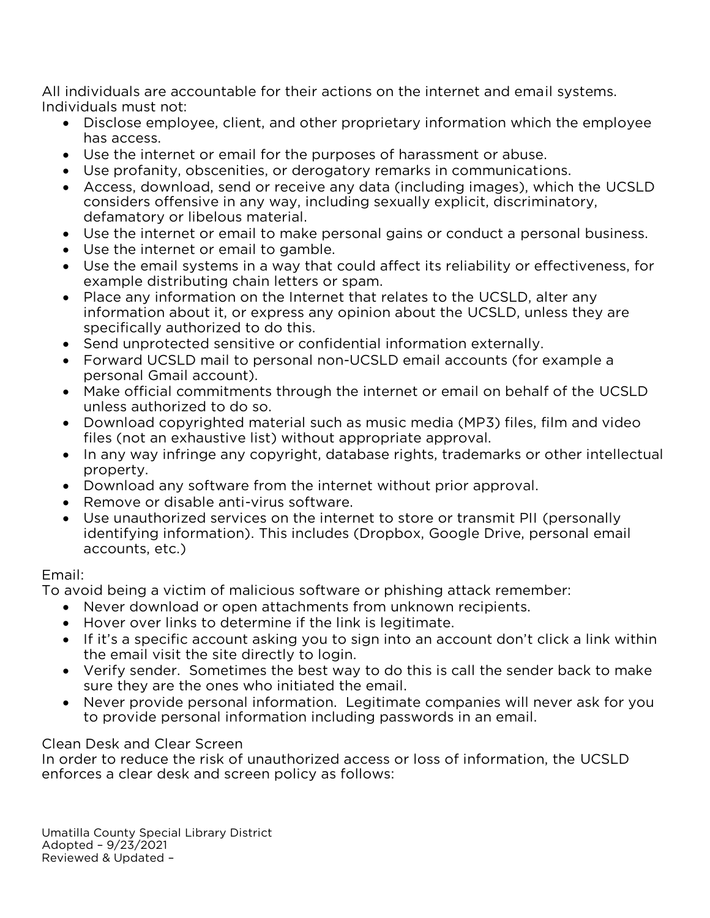All individuals are accountable for their actions on the internet and email systems. Individuals must not:

- Disclose employee, client, and other proprietary information which the employee has access.
- Use the internet or email for the purposes of harassment or abuse.
- Use profanity, obscenities, or derogatory remarks in communications.
- Access, download, send or receive any data (including images), which the UCSLD considers offensive in any way, including sexually explicit, discriminatory, defamatory or libelous material.
- Use the internet or email to make personal gains or conduct a personal business.
- Use the internet or email to gamble.
- Use the email systems in a way that could affect its reliability or effectiveness, for example distributing chain letters or spam.
- Place any information on the Internet that relates to the UCSLD, alter any information about it, or express any opinion about the UCSLD, unless they are specifically authorized to do this.
- Send unprotected sensitive or confidential information externally.
- Forward UCSLD mail to personal non-UCSLD email accounts (for example a personal Gmail account).
- Make official commitments through the internet or email on behalf of the UCSLD unless authorized to do so.
- Download copyrighted material such as music media (MP3) files, film and video files (not an exhaustive list) without appropriate approval.
- In any way infringe any copyright, database rights, trademarks or other intellectual property.
- Download any software from the internet without prior approval.
- Remove or disable anti-virus software.
- Use unauthorized services on the internet to store or transmit PII (personally identifying information). This includes (Dropbox, Google Drive, personal email accounts, etc.)

Email:
To avoid being a victim of malicious software or phishing attack remember:

- Never download or open attachments from unknown recipients.
- Hover over links to determine if the link is legitimate.
- If it's a specific account asking you to sign into an account don't click a link within the email visit the site directly to login.
- Verify sender. Sometimes the best way to do this is call the sender back to make sure they are the ones who initiated the email.
- Never provide personal information. Legitimate companies will never ask for you to provide personal information including passwords in an email.

Clean Desk and Clear Screen
In order to reduce the risk of unauthorized access or loss of information, the UCSLD enforces a clear desk and screen policy as follows: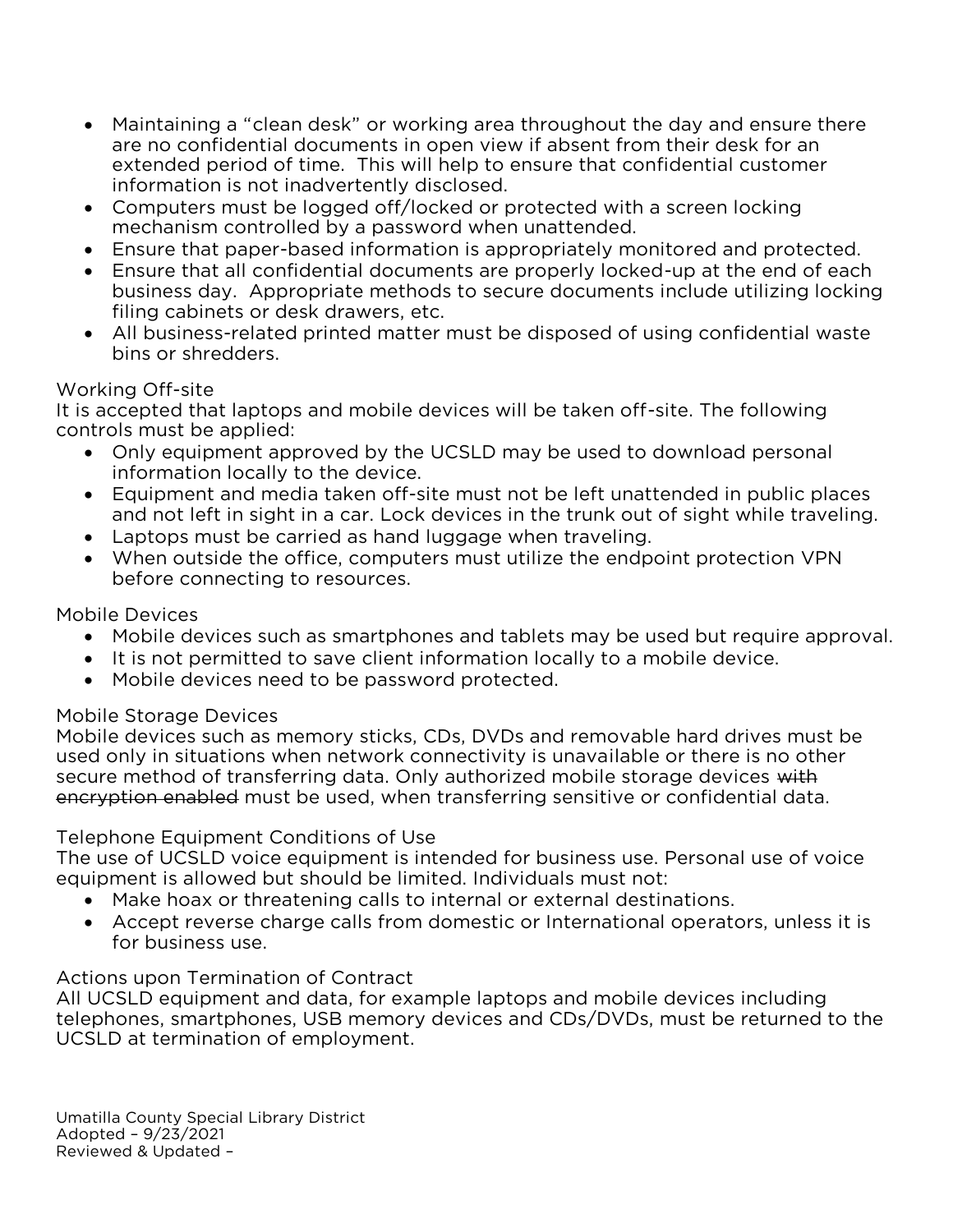- Maintaining a "clean desk" or working area throughout the day and ensure there are no confidential documents in open view if absent from their desk for an extended period of time. This will help to ensure that confidential customer information is not inadvertently disclosed.
- Computers must be logged off/locked or protected with a screen locking mechanism controlled by a password when unattended.
- Ensure that paper-based information is appropriately monitored and protected.
- Ensure that all confidential documents are properly locked-up at the end of each business day. Appropriate methods to secure documents include utilizing locking filing cabinets or desk drawers, etc.
- All business-related printed matter must be disposed of using confidential waste bins or shredders.

### Working Off-site

It is accepted that laptops and mobile devices will be taken off-site. The following controls must be applied:

- Only equipment approved by the UCSLD may be used to download personal information locally to the device.
- Equipment and media taken off-site must not be left unattended in public places and not left in sight in a car. Lock devices in the trunk out of sight while traveling.
- Laptops must be carried as hand luggage when traveling.
- When outside the office, computers must utilize the endpoint protection VPN before connecting to resources.

### Mobile Devices

- Mobile devices such as smartphones and tablets may be used but require approval.
- It is not permitted to save client information locally to a mobile device.
- Mobile devices need to be password protected.

### Mobile Storage Devices

Mobile devices such as memory sticks, CDs, DVDs and removable hard drives must be used only in situations when network connectivity is unavailable or there is no other secure method of transferring data. Only authorized mobile storage devices ~~with encryption enabled~~ must be used, when transferring sensitive or confidential data.

### Telephone Equipment Conditions of Use

The use of UCSLD voice equipment is intended for business use. Personal use of voice equipment is allowed but should be limited. Individuals must not:

- Make hoax or threatening calls to internal or external destinations.
- Accept reverse charge calls from domestic or International operators, unless it is for business use.

### Actions upon Termination of Contract

All UCSLD equipment and data, for example laptops and mobile devices including telephones, smartphones, USB memory devices and CDs/DVDs, must be returned to the UCSLD at termination of employment.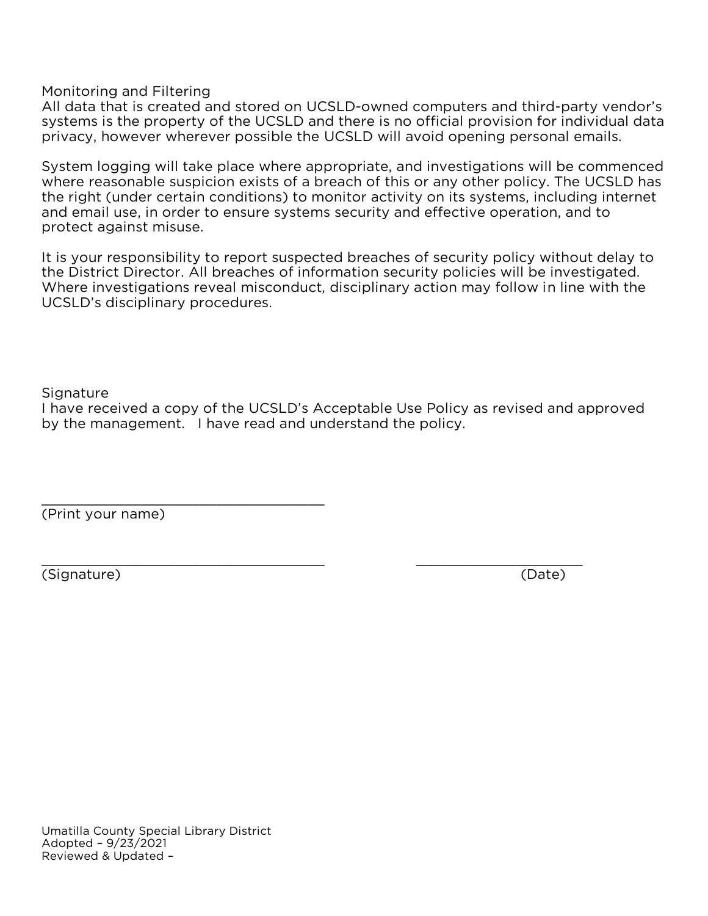## Monitoring and Filtering

All data that is created and stored on UCSLD-owned computers and third-party vendor's systems is the property of the UCSLD and there is no official provision for individual data privacy, however wherever possible the UCSLD will avoid opening personal emails.

System logging will take place where appropriate, and investigations will be commenced where reasonable suspicion exists of a breach of this or any other policy. The UCSLD has the right (under certain conditions) to monitor activity on its systems, including internet and email use, in order to ensure systems security and effective operation, and to protect against misuse.

It is your responsibility to report suspected breaches of security policy without delay to the District Director. All breaches of information security policies will be investigated. Where investigations reveal misconduct, disciplinary action may follow in line with the UCSLD's disciplinary procedures.

## Signature

I have received a copy of the UCSLD's Acceptable Use Policy as revised and approved by the management. I have read and understand the policy.

_____________________________________
(Print your name)

_____________________________________ ______________________
(Signature) (Date)

Umatilla County Special Library District
Adopted – 9/23/2021
Reviewed & Updated –